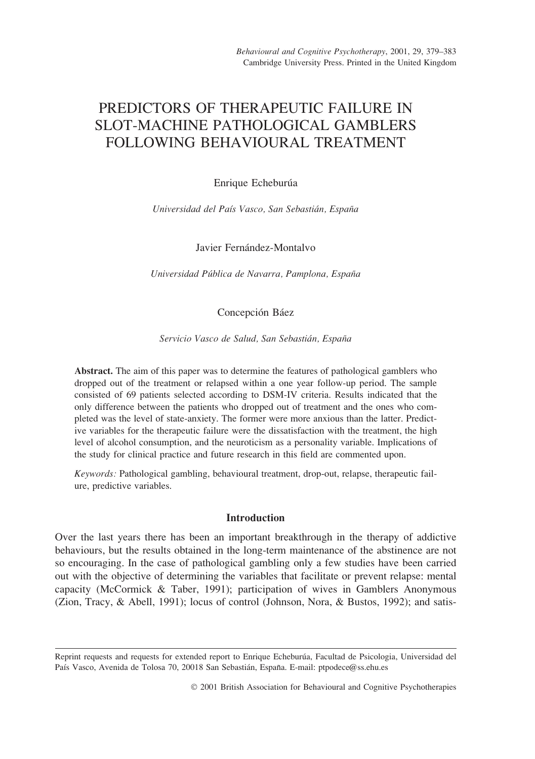# PREDICTORS OF THERAPEUTIC FAILURE IN SLOT-MACHINE PATHOLOGICAL GAMBLERS FOLLOWING BEHAVIOURAL TREATMENT

Enrique Echeburúa

*Universidad del País Vasco, San Sebastián, España*

Javier Fernández-Montalvo

*Universidad Pública de Navarra, Pamplona, España*

Concepción Báez

*Servicio Vasco de Salud, San Sebastián, España*

**Abstract.** The aim of this paper was to determine the features of pathological gamblers who dropped out of the treatment or relapsed within a one year follow-up period. The sample consisted of 69 patients selected according to DSM-IV criteria. Results indicated that the only difference between the patients who dropped out of treatment and the ones who completed was the level of state-anxiety. The former were more anxious than the latter. Predictive variables for the therapeutic failure were the dissatisfaction with the treatment, the high level of alcohol consumption, and the neuroticism as a personality variable. Implications of the study for clinical practice and future research in this field are commented upon.

*Keywords:* Pathological gambling, behavioural treatment, drop-out, relapse, therapeutic failure, predictive variables.

## Introduction

Over the last years there has been an important breakthrough in the therapy of addictive behaviours, but the results obtained in the long-term maintenance of the abstinence are not so encouraging. In the case of pathological gambling only a few studies have been carried out with the objective of determining the variables that facilitate or prevent relapse: mental capacity (McCormick & Taber, 1991); participation of wives in Gamblers Anonymous (Zion, Tracy, & Abell, 1991); locus of control (Johnson, Nora, & Bustos, 1992); and satis-

Reprint requests and requests for extended report to Enrique Echeburúa, Facultad de Psicologia, Universidad del País Vasco, Avenida de Tolosa 70, 20018 San Sebastián, España. E-mail: ptpodece@ss.ehu.es

© 2001 British Association for Behavioural and Cognitive Psychotherapies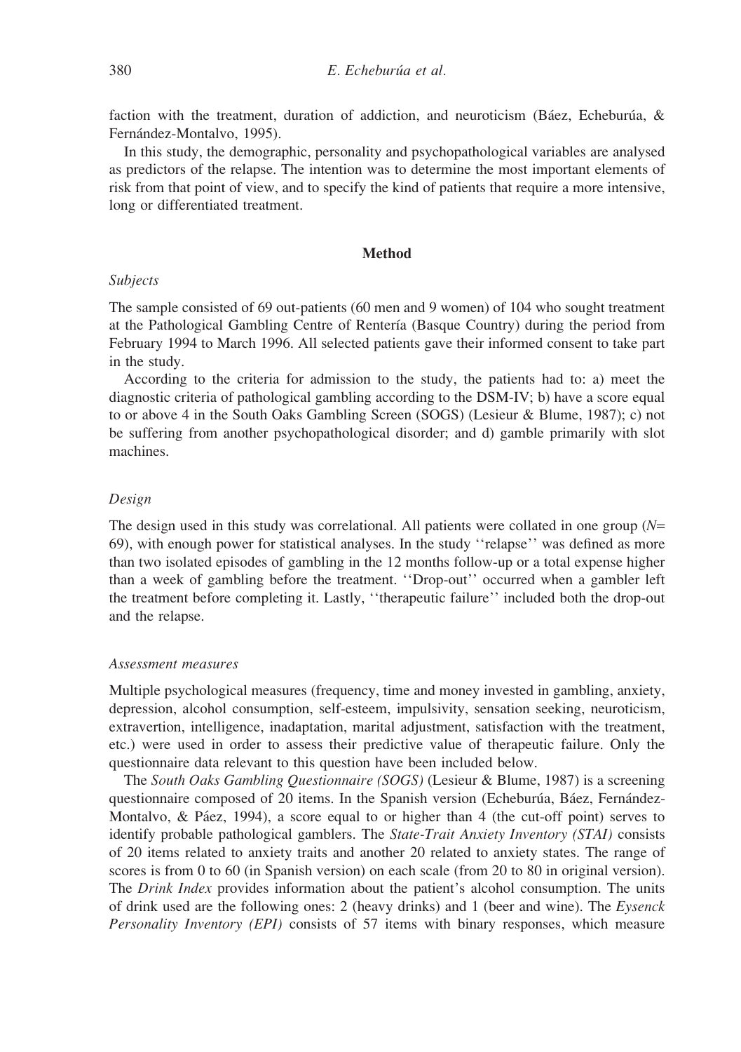faction with the treatment, duration of addiction, and neuroticism (Báez, Echeburúa, & Fernández-Montalvo, 1995).

In this study, the demographic, personality and psychopathological variables are analysed as predictors of the relapse. The intention was to determine the most important elements of risk from that point of view, and to specify the kind of patients that require a more intensive, long or differentiated treatment.

## Method

### *Subjects*

The sample consisted of 69 out-patients (60 men and 9 women) of 104 who sought treatment at the Pathological Gambling Centre of Rentería (Basque Country) during the period from February 1994 to March 1996. All selected patients gave their informed consent to take part in the study.

According to the criteria for admission to the study, the patients had to: a) meet the diagnostic criteria of pathological gambling according to the DSM-IV; b) have a score equal to or above 4 in the South Oaks Gambling Screen (SOGS) (Lesieur & Blume, 1987); c) not be suffering from another psychopathological disorder; and d) gamble primarily with slot machines.

### *Design*

The design used in this study was correlational. All patients were collated in one group ($N$= 69), with enough power for statistical analyses. In the study ''relapse'' was defined as more than two isolated episodes of gambling in the 12 months follow-up or a total expense higher than a week of gambling before the treatment. ''Drop-out'' occurred when a gambler left the treatment before completing it. Lastly, ''therapeutic failure'' included both the drop-out and the relapse.

### *Assessment measures*

Multiple psychological measures (frequency, time and money invested in gambling, anxiety, depression, alcohol consumption, self-esteem, impulsivity, sensation seeking, neuroticism, extravertion, intelligence, inadaptation, marital adjustment, satisfaction with the treatment, etc.) were used in order to assess their predictive value of therapeutic failure. Only the questionnaire data relevant to this question have been included below.

The *South Oaks Gambling Questionnaire (SOGS)* (Lesieur & Blume, 1987) is a screening questionnaire composed of 20 items. In the Spanish version (Echeburúa, Báez, Fernández-Montalvo, & Páez, 1994), a score equal to or higher than 4 (the cut-off point) serves to identify probable pathological gamblers. The *State-Trait Anxiety Inventory (STAI)* consists of 20 items related to anxiety traits and another 20 related to anxiety states. The range of scores is from 0 to 60 (in Spanish version) on each scale (from 20 to 80 in original version). The *Drink Index* provides information about the patient's alcohol consumption. The units of drink used are the following ones: 2 (heavy drinks) and 1 (beer and wine). The *Eysenck Personality Inventory (EPI)* consists of 57 items with binary responses, which measure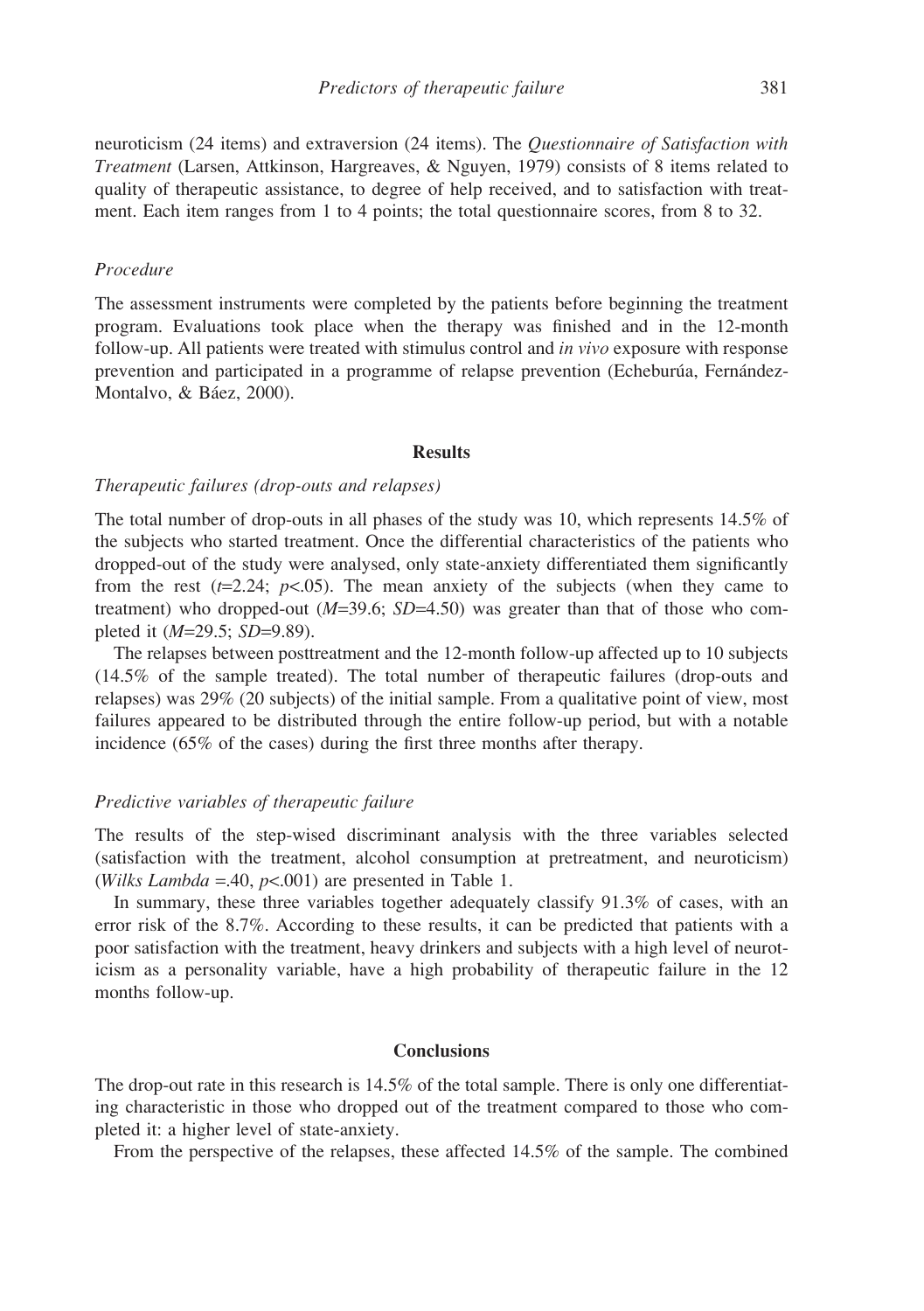neuroticism (24 items) and extraversion (24 items). The *Questionnaire of Satisfaction with Treatment* (Larsen, Attkinson, Hargreaves, & Nguyen, 1979) consists of 8 items related to quality of therapeutic assistance, to degree of help received, and to satisfaction with treatment. Each item ranges from 1 to 4 points; the total questionnaire scores, from 8 to 32.

### *Procedure*

The assessment instruments were completed by the patients before beginning the treatment program. Evaluations took place when the therapy was finished and in the 12-month follow-up. All patients were treated with stimulus control and *in vivo* exposure with response prevention and participated in a programme of relapse prevention (Echeburúa, Fernández-Montalvo, & Báez, 2000).

## Results

### *Therapeutic failures (drop-outs and relapses)*

The total number of drop-outs in all phases of the study was 10, which represents 14.5% of the subjects who started treatment. Once the differential characteristics of the patients who dropped-out of the study were analysed, only state-anxiety differentiated them significantly from the rest ($t$=2.24; $p$<.05). The mean anxiety of the subjects (when they came to treatment) who dropped-out ($M$=39.6; $SD$=4.50) was greater than that of those who completed it ($M$=29.5; $SD$=9.89).

The relapses between posttreatment and the 12-month follow-up affected up to 10 subjects (14.5% of the sample treated). The total number of therapeutic failures (drop-outs and relapses) was 29% (20 subjects) of the initial sample. From a qualitative point of view, most failures appeared to be distributed through the entire follow-up period, but with a notable incidence (65% of the cases) during the first three months after therapy.

### *Predictive variables of therapeutic failure*

The results of the step-wised discriminant analysis with the three variables selected (satisfaction with the treatment, alcohol consumption at pretreatment, and neuroticism) (*Wilks Lambda* =.40, $p$<.001) are presented in Table 1.

In summary, these three variables together adequately classify 91.3% of cases, with an error risk of the 8.7%. According to these results, it can be predicted that patients with a poor satisfaction with the treatment, heavy drinkers and subjects with a high level of neuroticism as a personality variable, have a high probability of therapeutic failure in the 12 months follow-up.

## Conclusions

The drop-out rate in this research is 14.5% of the total sample. There is only one differentiating characteristic in those who dropped out of the treatment compared to those who completed it: a higher level of state-anxiety.

From the perspective of the relapses, these affected 14.5% of the sample. The combined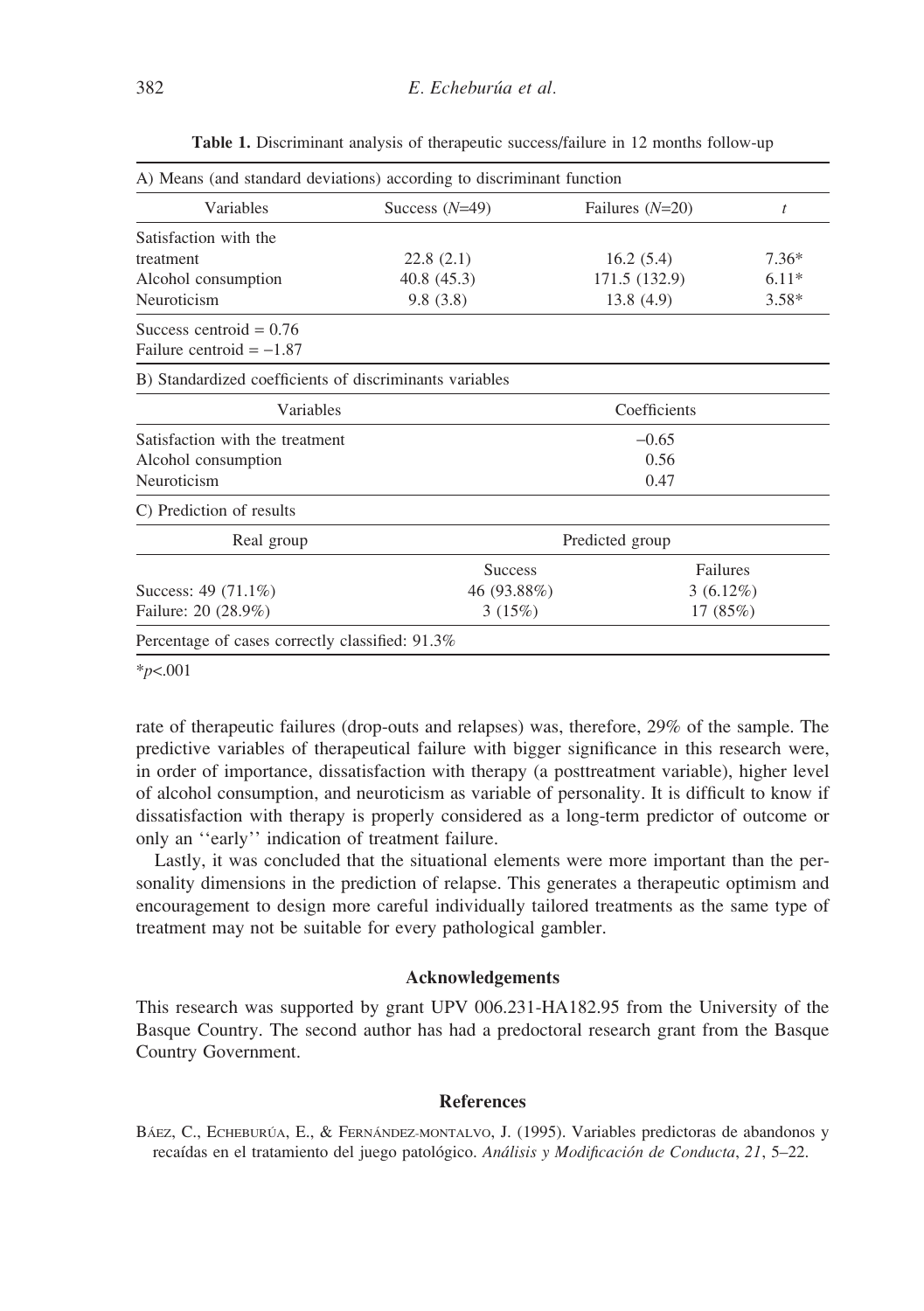**Table 1.** Discriminant analysis of therapeutic success/failure in 12 months follow-up

| A) Means (and standard deviations) according to discriminant function | | | |
|---|---|---|---|
| Variables | Success ($N$=49) | Failures ($N$=20) | $t$ |
| Satisfaction with the treatment | 22.8 (2.1) | 16.2 (5.4) | 7.36* |
| Alcohol consumption | 40.8 (45.3) | 171.5 (132.9) | 6.11* |
| Neuroticism | 9.8 (3.8) | 13.8 (4.9) | 3.58* |
| Success centroid = 0.76 | | | |
| Failure centroid = −1.87 | | | |

| B) Standardized coefficients of discriminants variables | |
|---|---|
| Variables | Coefficients |
| Satisfaction with the treatment | −0.65 |
| Alcohol consumption | 0.56 |
| Neuroticism | 0.47 |

| C) Prediction of results | | |
|---|---|---|
| Real group | Predicted group | |
| | Success | Failures |
| Success: 49 (71.1%) | 46 (93.88%) | 3 (6.12%) |
| Failure: 20 (28.9%) | 3 (15%) | 17 (85%) |
| Percentage of cases correctly classified: 91.3% | | |

*$p$<.001

rate of therapeutic failures (drop-outs and relapses) was, therefore, 29% of the sample. The predictive variables of therapeutical failure with bigger significance in this research were, in order of importance, dissatisfaction with therapy (a posttreatment variable), higher level of alcohol consumption, and neuroticism as variable of personality. It is difficult to know if dissatisfaction with therapy is properly considered as a long-term predictor of outcome or only an ''early'' indication of treatment failure.

Lastly, it was concluded that the situational elements were more important than the personality dimensions in the prediction of relapse. This generates a therapeutic optimism and encouragement to design more careful individually tailored treatments as the same type of treatment may not be suitable for every pathological gambler.

## Acknowledgements

This research was supported by grant UPV 006.231-HA182.95 from the University of the Basque Country. The second author has had a predoctoral research grant from the Basque Country Government.

## References

Báez, C., Echeburúa, E., & Fernández-montalvo, J. (1995). Variables predictoras de abandonos y recaídas en el tratamiento del juego patológico. *Análisis y Modificación de Conducta*, *21*, 5–22.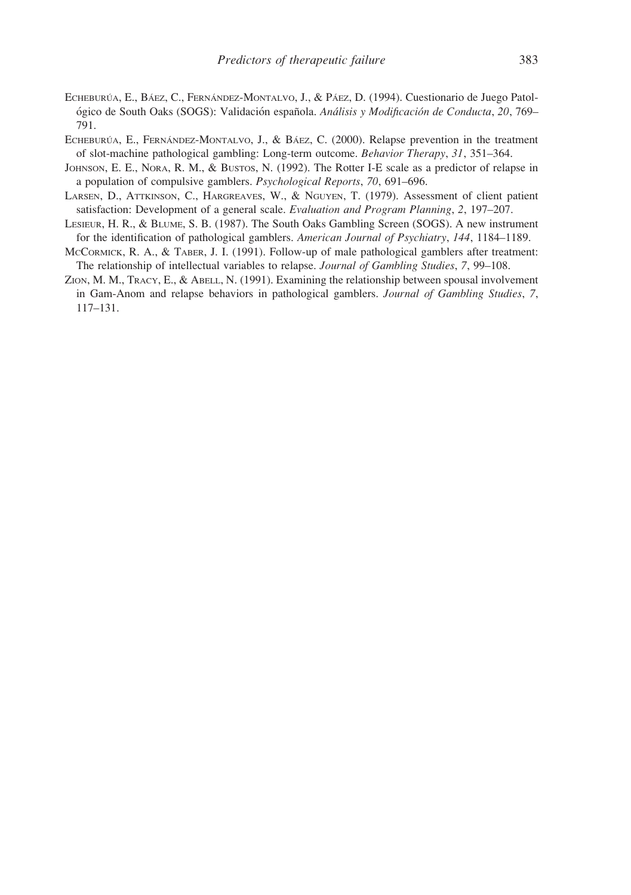Echeburúa, E., Báez, C., Fernández-Montalvo, J., & Páez, D. (1994). Cuestionario de Juego Patológico de South Oaks (SOGS): Validación española. *Análisis y Modificación de Conducta*, *20*, 769–791.

Echeburúa, E., Fernández-Montalvo, J., & Báez, C. (2000). Relapse prevention in the treatment of slot-machine pathological gambling: Long-term outcome. *Behavior Therapy*, *31*, 351–364.

Johnson, E. E., Nora, R. M., & Bustos, N. (1992). The Rotter I-E scale as a predictor of relapse in a population of compulsive gamblers. *Psychological Reports*, *70*, 691–696.

Larsen, D., Attkinson, C., Hargreaves, W., & Nguyen, T. (1979). Assessment of client patient satisfaction: Development of a general scale. *Evaluation and Program Planning*, *2*, 197–207.

Lesieur, H. R., & Blume, S. B. (1987). The South Oaks Gambling Screen (SOGS). A new instrument for the identification of pathological gamblers. *American Journal of Psychiatry*, *144*, 1184–1189.

McCormick, R. A., & Taber, J. I. (1991). Follow-up of male pathological gamblers after treatment: The relationship of intellectual variables to relapse. *Journal of Gambling Studies*, *7*, 99–108.

Zion, M. M., Tracy, E., & Abell, N. (1991). Examining the relationship between spousal involvement in Gam-Anom and relapse behaviors in pathological gamblers. *Journal of Gambling Studies*, *7*, 117–131.